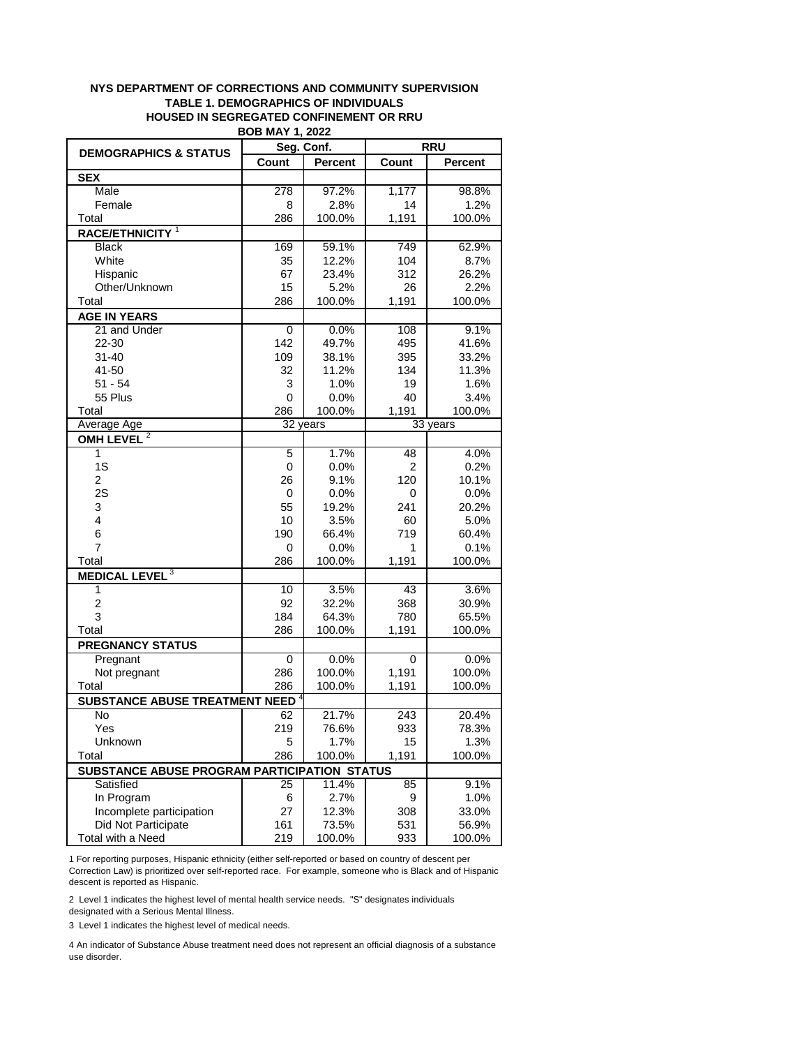# NYS DEPARTMENT OF CORRECTIONS AND COMMUNITY SUPERVISION
## TABLE 1. DEMOGRAPHICS OF INDIVIDUALS HOUSED IN SEGREGATED CONFINEMENT OR RRU
### BOB MAY 1, 2022

| DEMOGRAPHICS & STATUS | Seg. Conf. | | RRU | |
|---|---|---|---|---|
| | Count | Percent | Count | Percent |
| **SEX** | | | | |
| Male | 278 | 97.2% | 1,177 | 98.8% |
| Female | 8 | 2.8% | 14 | 1.2% |
| Total | 286 | 100.0% | 1,191 | 100.0% |
| **RACE/ETHNICITY** [1] | | | | |
| Black | 169 | 59.1% | 749 | 62.9% |
| White | 35 | 12.2% | 104 | 8.7% |
| Hispanic | 67 | 23.4% | 312 | 26.2% |
| Other/Unknown | 15 | 5.2% | 26 | 2.2% |
| Total | 286 | 100.0% | 1,191 | 100.0% |
| **AGE IN YEARS** | | | | |
| 21 and Under | 0 | 0.0% | 108 | 9.1% |
| 22-30 | 142 | 49.7% | 495 | 41.6% |
| 31-40 | 109 | 38.1% | 395 | 33.2% |
| 41-50 | 32 | 11.2% | 134 | 11.3% |
| 51 - 54 | 3 | 1.0% | 19 | 1.6% |
| 55 Plus | 0 | 0.0% | 40 | 3.4% |
| Total | 286 | 100.0% | 1,191 | 100.0% |
| Average Age | 32 years | | 33 years | |
| **OMH LEVEL** [2] | | | | |
| 1 | 5 | 1.7% | 48 | 4.0% |
| 1S | 0 | 0.0% | 2 | 0.2% |
| 2 | 26 | 9.1% | 120 | 10.1% |
| 2S | 0 | 0.0% | 0 | 0.0% |
| 3 | 55 | 19.2% | 241 | 20.2% |
| 4 | 10 | 3.5% | 60 | 5.0% |
| 6 | 190 | 66.4% | 719 | 60.4% |
| 7 | 0 | 0.0% | 1 | 0.1% |
| Total | 286 | 100.0% | 1,191 | 100.0% |
| **MEDICAL LEVEL** [3] | | | | |
| 1 | 10 | 3.5% | 43 | 3.6% |
| 2 | 92 | 32.2% | 368 | 30.9% |
| 3 | 184 | 64.3% | 780 | 65.5% |
| Total | 286 | 100.0% | 1,191 | 100.0% |
| **PREGNANCY STATUS** | | | | |
| Pregnant | 0 | 0.0% | 0 | 0.0% |
| Not pregnant | 286 | 100.0% | 1,191 | 100.0% |
| Total | 286 | 100.0% | 1,191 | 100.0% |
| **SUBSTANCE ABUSE TREATMENT NEED** [4] | | | | |
| No | 62 | 21.7% | 243 | 20.4% |
| Yes | 219 | 76.6% | 933 | 78.3% |
| Unknown | 5 | 1.7% | 15 | 1.3% |
| Total | 286 | 100.0% | 1,191 | 100.0% |
| **SUBSTANCE ABUSE PROGRAM PARTICIPATION STATUS** | | | | |
| Satisfied | 25 | 11.4% | 85 | 9.1% |
| In Program | 6 | 2.7% | 9 | 1.0% |
| Incomplete participation | 27 | 12.3% | 308 | 33.0% |
| Did Not Participate | 161 | 73.5% | 531 | 56.9% |
| Total with a Need | 219 | 100.0% | 933 | 100.0% |

1 For reporting purposes, Hispanic ethnicity (either self-reported or based on country of descent per Correction Law) is prioritized over self-reported race. For example, someone who is Black and of Hispanic descent is reported as Hispanic.

2 Level 1 indicates the highest level of mental health service needs. "S" designates individuals designated with a Serious Mental Illness.

3 Level 1 indicates the highest level of medical needs.

4 An indicator of Substance Abuse treatment need does not represent an official diagnosis of a substance use disorder.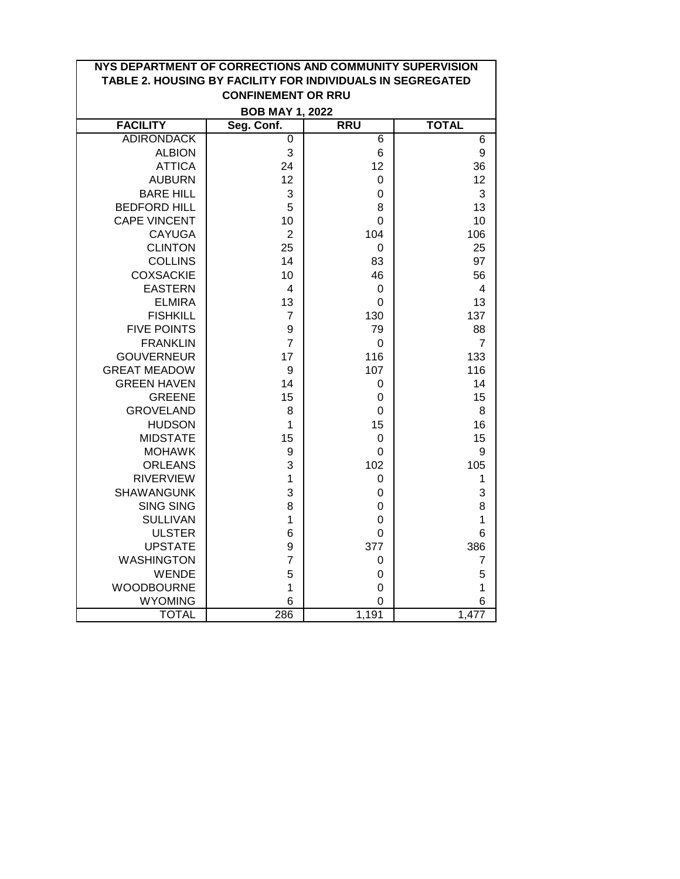## NYS DEPARTMENT OF CORRECTIONS AND COMMUNITY SUPERVISION
## TABLE 2. HOUSING BY FACILITY FOR INDIVIDUALS IN SEGREGATED CONFINEMENT OR RRU

**BOB MAY 1, 2022**

| FACILITY | Seg. Conf. | RRU | TOTAL |
|---|---|---|---|
| ADIRONDACK | 0 | 6 | 6 |
| ALBION | 3 | 6 | 9 |
| ATTICA | 24 | 12 | 36 |
| AUBURN | 12 | 0 | 12 |
| BARE HILL | 3 | 0 | 3 |
| BEDFORD HILL | 5 | 8 | 13 |
| CAPE VINCENT | 10 | 0 | 10 |
| CAYUGA | 2 | 104 | 106 |
| CLINTON | 25 | 0 | 25 |
| COLLINS | 14 | 83 | 97 |
| COXSACKIE | 10 | 46 | 56 |
| EASTERN | 4 | 0 | 4 |
| ELMIRA | 13 | 0 | 13 |
| FISHKILL | 7 | 130 | 137 |
| FIVE POINTS | 9 | 79 | 88 |
| FRANKLIN | 7 | 0 | 7 |
| GOUVERNEUR | 17 | 116 | 133 |
| GREAT MEADOW | 9 | 107 | 116 |
| GREEN HAVEN | 14 | 0 | 14 |
| GREENE | 15 | 0 | 15 |
| GROVELAND | 8 | 0 | 8 |
| HUDSON | 1 | 15 | 16 |
| MIDSTATE | 15 | 0 | 15 |
| MOHAWK | 9 | 0 | 9 |
| ORLEANS | 3 | 102 | 105 |
| RIVERVIEW | 1 | 0 | 1 |
| SHAWANGUNK | 3 | 0 | 3 |
| SING SING | 8 | 0 | 8 |
| SULLIVAN | 1 | 0 | 1 |
| ULSTER | 6 | 0 | 6 |
| UPSTATE | 9 | 377 | 386 |
| WASHINGTON | 7 | 0 | 7 |
| WENDE | 5 | 0 | 5 |
| WOODBOURNE | 1 | 0 | 1 |
| WYOMING | 6 | 0 | 6 |
| TOTAL | 286 | 1,191 | 1,477 |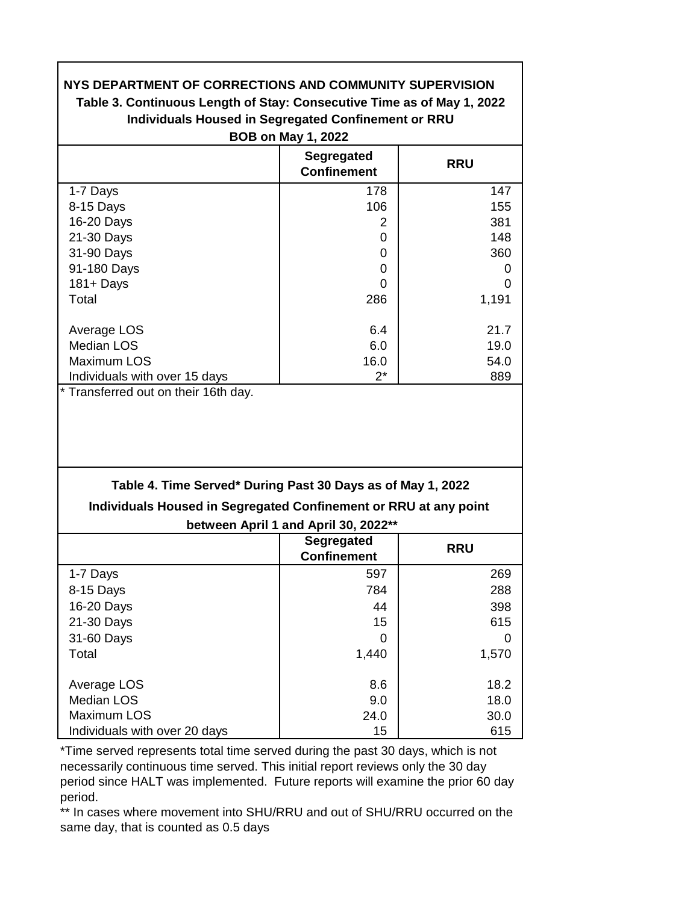## NYS DEPARTMENT OF CORRECTIONS AND COMMUNITY SUPERVISION

### Table 3. Continuous Length of Stay: Consecutive Time as of May 1, 2022

### Individuals Housed in Segregated Confinement or RRU

### BOB on May 1, 2022

| | Segregated Confinement | RRU |
|---|---|---|
| 1-7 Days | 178 | 147 |
| 8-15 Days | 106 | 155 |
| 16-20 Days | 2 | 381 |
| 21-30 Days | 0 | 148 |
| 31-90 Days | 0 | 360 |
| 91-180 Days | 0 | 0 |
| 181+ Days | 0 | 0 |
| Total | 286 | 1,191 |
| | | |
| Average LOS | 6.4 | 21.7 |
| Median LOS | 6.0 | 19.0 |
| Maximum LOS | 16.0 | 54.0 |
| Individuals with over 15 days | 2* | 889 |

* Transferred out on their 16th day.

### Table 4. Time Served* During Past 30 Days as of May 1, 2022

### Individuals Housed in Segregated Confinement or RRU at any point between April 1 and April 30, 2022**

| | Segregated Confinement | RRU |
|---|---|---|
| 1-7 Days | 597 | 269 |
| 8-15 Days | 784 | 288 |
| 16-20 Days | 44 | 398 |
| 21-30 Days | 15 | 615 |
| 31-60 Days | 0 | 0 |
| Total | 1,440 | 1,570 |
| | | |
| Average LOS | 8.6 | 18.2 |
| Median LOS | 9.0 | 18.0 |
| Maximum LOS | 24.0 | 30.0 |
| Individuals with over 20 days | 15 | 615 |

*Time served represents total time served during the past 30 days, which is not necessarily continuous time served. This initial report reviews only the 30 day period since HALT was implemented. Future reports will examine the prior 60 day period.

** In cases where movement into SHU/RRU and out of SHU/RRU occurred on the same day, that is counted as 0.5 days